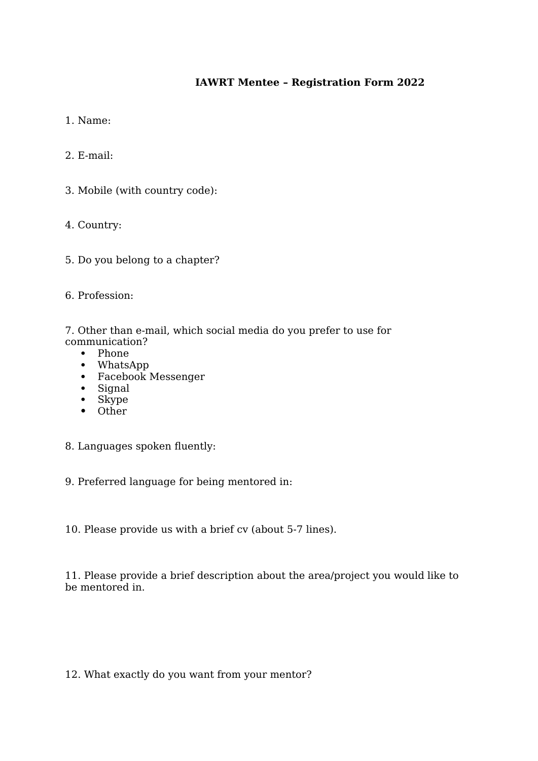**IAWRT Mentee – Registration Form 2022**

1. Name:

2. E-mail:

3. Mobile (with country code):

4. Country:

5. Do you belong to a chapter?

6. Profession:

7. Other than e-mail, which social media do you prefer to use for communication?
   - Phone
   - WhatsApp
   - Facebook Messenger
   - Signal
   - Skype
   - Other

8. Languages spoken fluently:

9. Preferred language for being mentored in:

10. Please provide us with a brief cv (about 5-7 lines).

11. Please provide a brief description about the area/project you would like to be mentored in.

12. What exactly do you want from your mentor?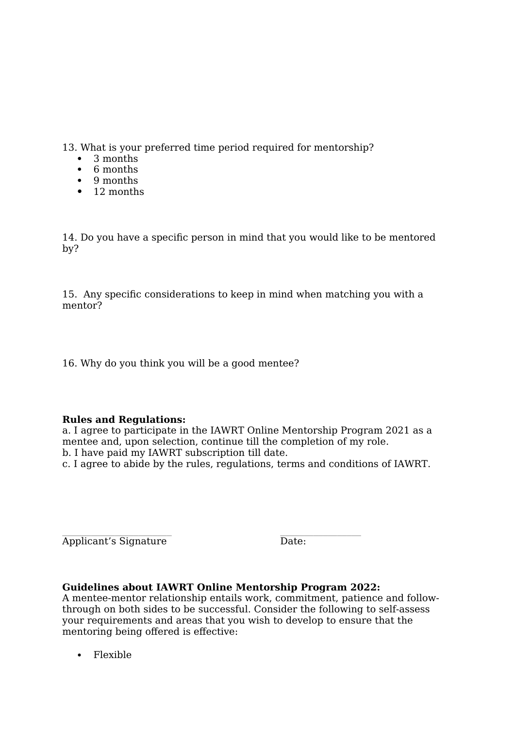13. What is your preferred time period required for mentorship?

- 3 months
- 6 months
- 9 months
- 12 months

14. Do you have a specific person in mind that you would like to be mentored by?

15. Any specific considerations to keep in mind when matching you with a mentor?

16. Why do you think you will be a good mentee?

**Rules and Regulations:**

a. I agree to participate in the IAWRT Online Mentorship Program 2021 as a mentee and, upon selection, continue till the completion of my role.
b. I have paid my IAWRT subscription till date.
c. I agree to abide by the rules, regulations, terms and conditions of IAWRT.

\_\_\_\_\_\_\_\_\_\_\_\_\_\_\_\_\_\_\_\_\_\_\_\_ \_\_\_\_\_\_\_\_\_\_\_\_\_\_\_\_\_\_
Applicant's Signature Date:

**Guidelines about IAWRT Online Mentorship Program 2022:**

A mentee-mentor relationship entails work, commitment, patience and follow-through on both sides to be successful. Consider the following to self-assess your requirements and areas that you wish to develop to ensure that the mentoring being offered is effective:

- Flexible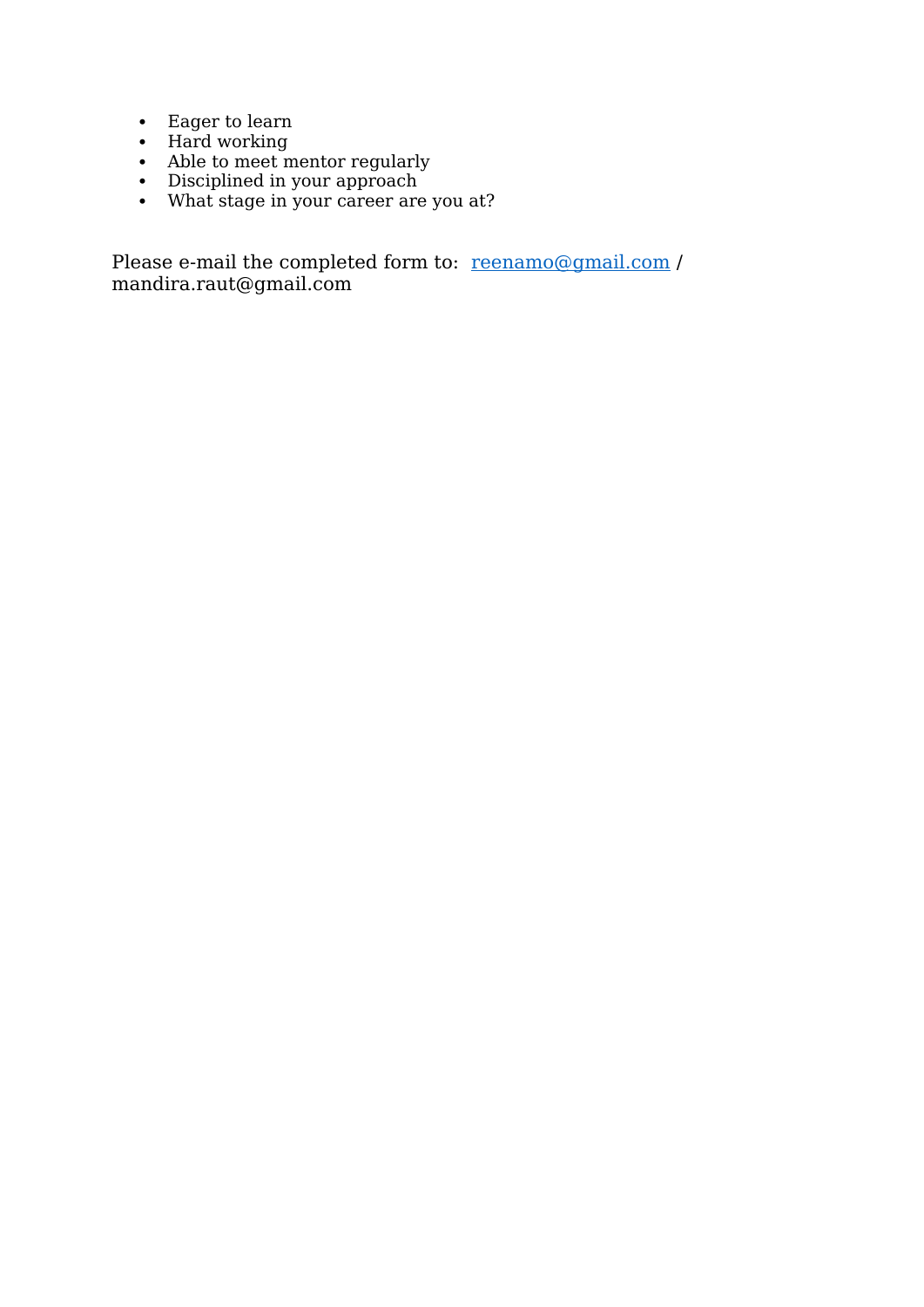- Eager to learn
- Hard working
- Able to meet mentor regularly
- Disciplined in your approach
- What stage in your career are you at?

Please e-mail the completed form to: reenamo@gmail.com / mandira.raut@gmail.com